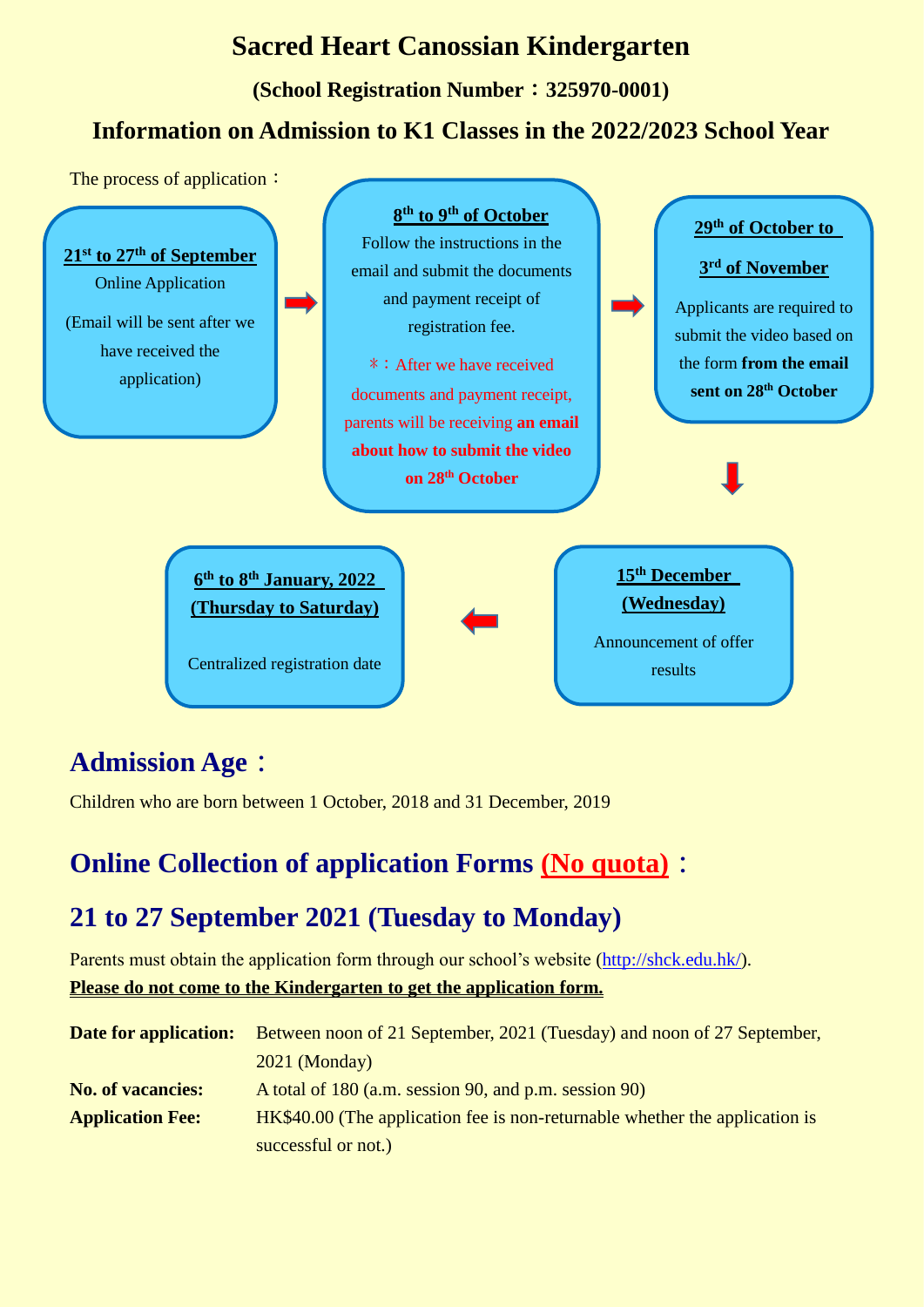# Sacred Heart Canossian Kindergarten

### (School Registration Number：325970-0001)

## Information on Admission to K1 Classes in the 2022/2023 School Year

The process of application：

**21st to 27th of September**
Online Application
(Email will be sent after we have received the application)

→

**8th to 9th of October**
Follow the instructions in the email and submit the documents and payment receipt of registration fee.
＊：After we have received documents and payment receipt, parents will be receiving **an email about how to submit the video on 28th October**

→

**29th of October to 3rd of November**
Applicants are required to submit the video based on the form **from the email sent on 28th October**

↓

**15th December (Wednesday)**
Announcement of offer results

←

**6th to 8th January, 2022 (Thursday to Saturday)**
Centralized registration date

## Admission Age：

Children who are born between 1 October, 2018 and 31 December, 2019

## Online Collection of application Forms (No quota)：

## 21 to 27 September 2021 (Tuesday to Monday)

Parents must obtain the application form through our school's website (http://shck.edu.hk/).
**Please do not come to the Kindergarten to get the application form.**

**Date for application:** Between noon of 21 September, 2021 (Tuesday) and noon of 27 September, 2021 (Monday)

**No. of vacancies:** A total of 180 (a.m. session 90, and p.m. session 90)

**Application Fee:** HK$40.00 (The application fee is non-returnable whether the application is successful or not.)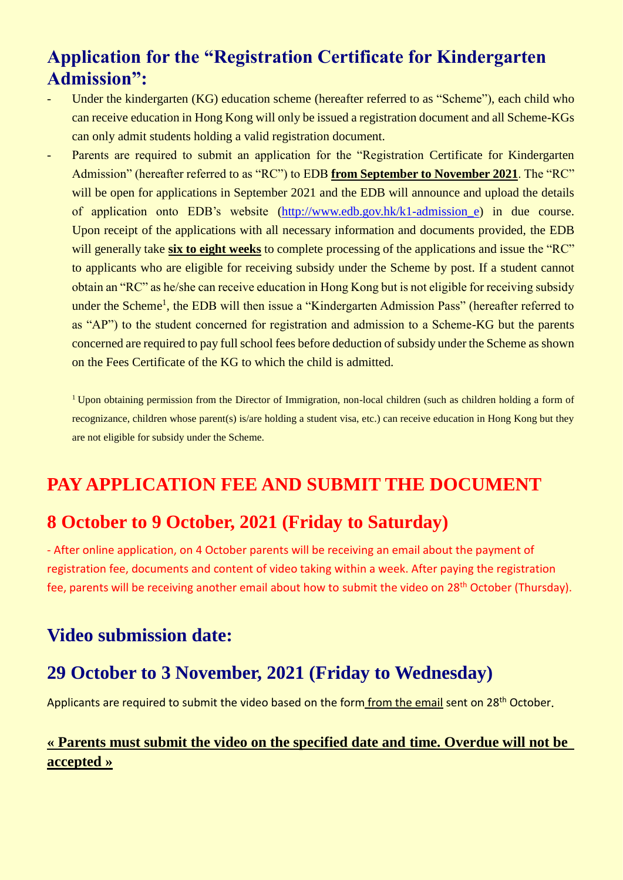## Application for the "Registration Certificate for Kindergarten Admission":

- Under the kindergarten (KG) education scheme (hereafter referred to as "Scheme"), each child who can receive education in Hong Kong will only be issued a registration document and all Scheme-KGs can only admit students holding a valid registration document.
- Parents are required to submit an application for the "Registration Certificate for Kindergarten Admission" (hereafter referred to as "RC") to EDB **from September to November 2021**. The "RC" will be open for applications in September 2021 and the EDB will announce and upload the details of application onto EDB's website (http://www.edb.gov.hk/k1-admission_e) in due course. Upon receipt of the applications with all necessary information and documents provided, the EDB will generally take **six to eight weeks** to complete processing of the applications and issue the "RC" to applicants who are eligible for receiving subsidy under the Scheme by post. If a student cannot obtain an "RC" as he/she can receive education in Hong Kong but is not eligible for receiving subsidy under the Scheme[1], the EDB will then issue a "Kindergarten Admission Pass" (hereafter referred to as "AP") to the student concerned for registration and admission to a Scheme-KG but the parents concerned are required to pay full school fees before deduction of subsidy under the Scheme as shown on the Fees Certificate of the KG to which the child is admitted.

[1] Upon obtaining permission from the Director of Immigration, non-local children (such as children holding a form of recognizance, children whose parent(s) is/are holding a student visa, etc.) can receive education in Hong Kong but they are not eligible for subsidy under the Scheme.

## PAY APPLICATION FEE AND SUBMIT THE DOCUMENT

## 8 October to 9 October, 2021 (Friday to Saturday)

- After online application, on 4 October parents will be receiving an email about the payment of registration fee, documents and content of video taking within a week. After paying the registration fee, parents will be receiving another email about how to submit the video on 28th October (Thursday).

## Video submission date:

## 29 October to 3 November, 2021 (Friday to Wednesday)

Applicants are required to submit the video based on the form from the email sent on 28th October.

**« Parents must submit the video on the specified date and time. Overdue will not be accepted »**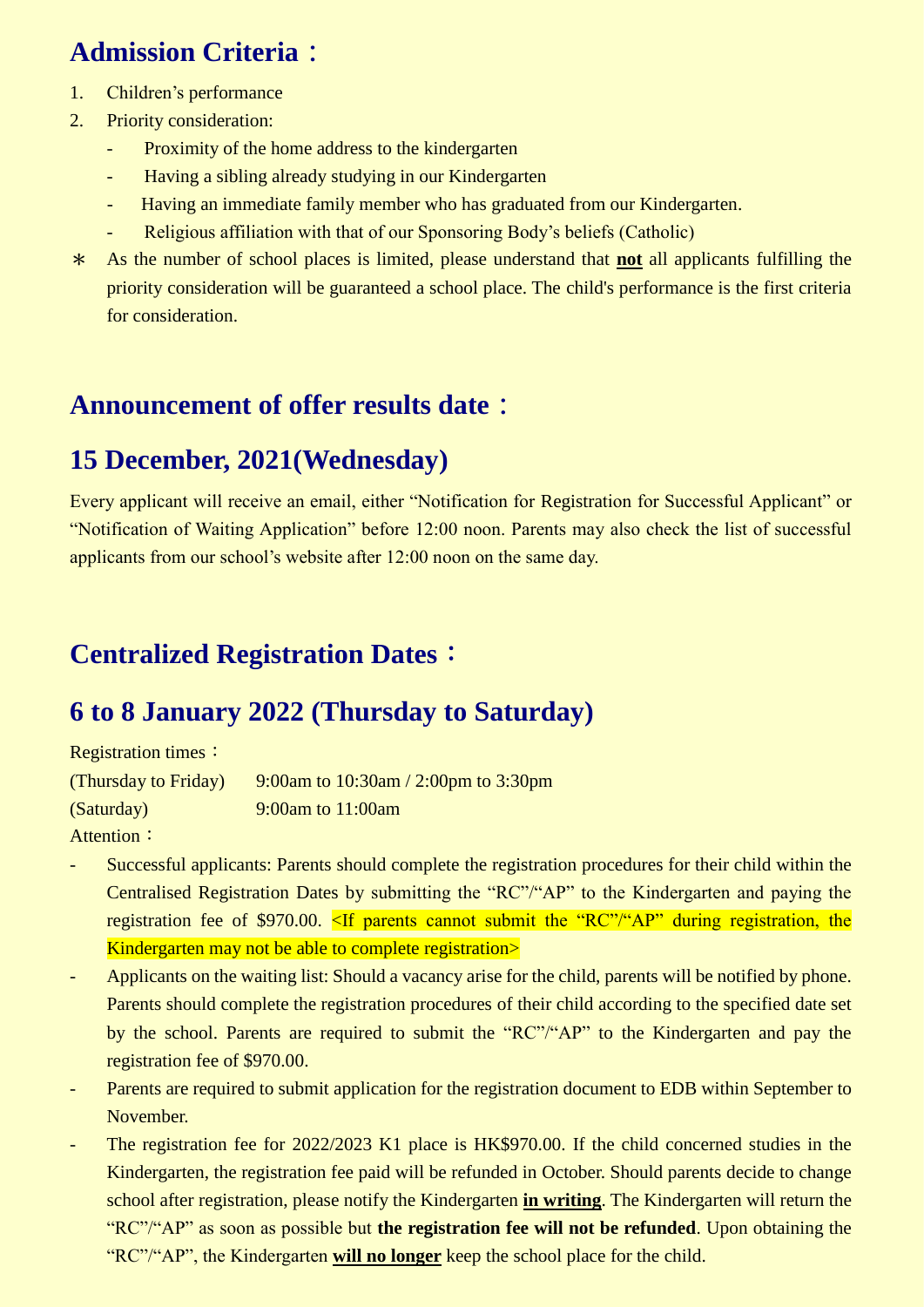## Admission Criteria：

1. Children's performance
2. Priority consideration:
   - Proximity of the home address to the kindergarten
   - Having a sibling already studying in our Kindergarten
   - Having an immediate family member who has graduated from our Kindergarten.
   - Religious affiliation with that of our Sponsoring Body's beliefs (Catholic)

＊ As the number of school places is limited, please understand that **not** all applicants fulfilling the priority consideration will be guaranteed a school place. The child's performance is the first criteria for consideration.

## Announcement of offer results date：

## 15 December, 2021(Wednesday)

Every applicant will receive an email, either "Notification for Registration for Successful Applicant" or "Notification of Waiting Application" before 12:00 noon. Parents may also check the list of successful applicants from our school's website after 12:00 noon on the same day.

## Centralized Registration Dates：

## 6 to 8 January 2022 (Thursday to Saturday)

Registration times：

(Thursday to Friday) 9:00am to 10:30am / 2:00pm to 3:30pm

(Saturday) 9:00am to 11:00am

Attention：

- Successful applicants: Parents should complete the registration procedures for their child within the Centralised Registration Dates by submitting the "RC"/"AP" to the Kindergarten and paying the registration fee of $970.00. <If parents cannot submit the "RC"/"AP" during registration, the Kindergarten may not be able to complete registration>
- Applicants on the waiting list: Should a vacancy arise for the child, parents will be notified by phone. Parents should complete the registration procedures of their child according to the specified date set by the school. Parents are required to submit the "RC"/"AP" to the Kindergarten and pay the registration fee of $970.00.
- Parents are required to submit application for the registration document to EDB within September to November.
- The registration fee for 2022/2023 K1 place is HK$970.00. If the child concerned studies in the Kindergarten, the registration fee paid will be refunded in October. Should parents decide to change school after registration, please notify the Kindergarten **in writing**. The Kindergarten will return the "RC"/"AP" as soon as possible but **the registration fee will not be refunded**. Upon obtaining the "RC"/"AP", the Kindergarten **will no longer** keep the school place for the child.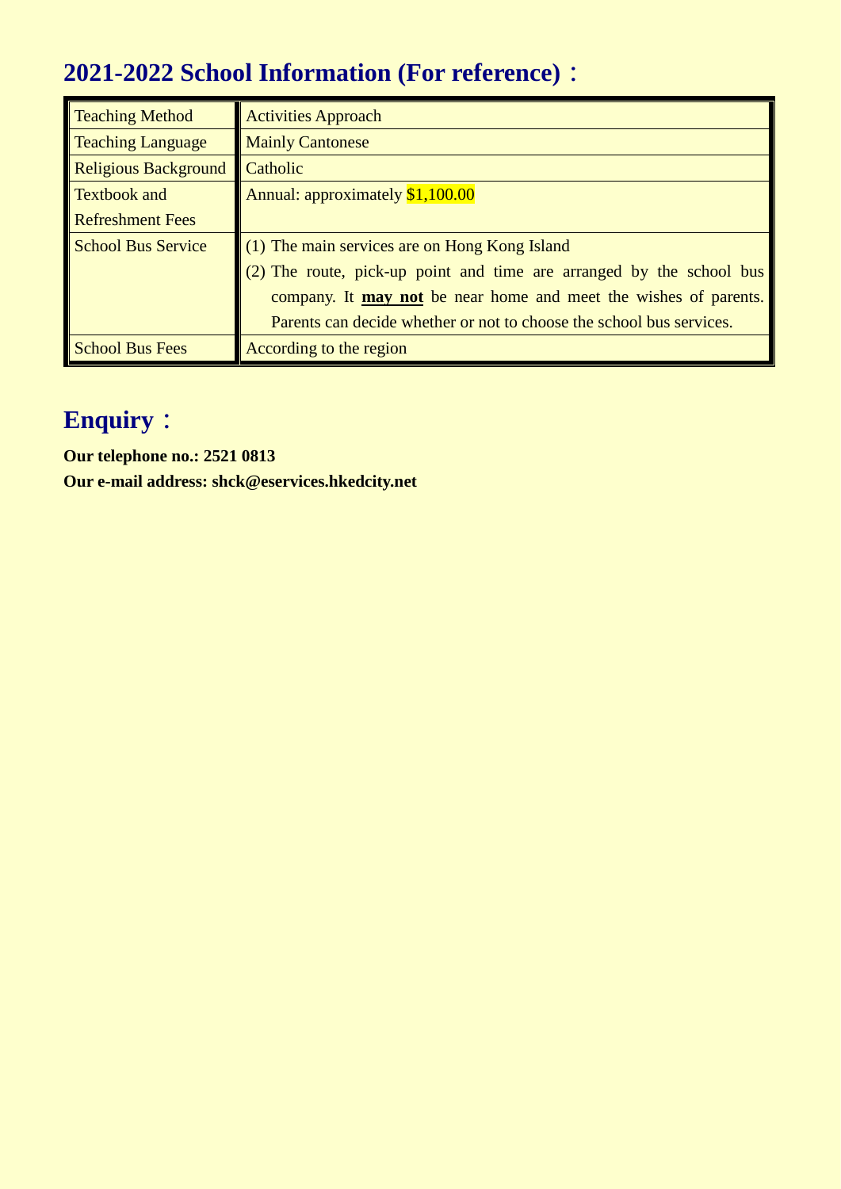## 2021-2022 School Information (For reference)：

| | |
|---|---|
| Teaching Method | Activities Approach |
| Teaching Language | Mainly Cantonese |
| Religious Background | Catholic |
| Textbook and Refreshment Fees | Annual: approximately $1,100.00 |
| School Bus Service | (1) The main services are on Hong Kong Island<br>(2) The route, pick-up point and time are arranged by the school bus company. It **may not** be near home and meet the wishes of parents. Parents can decide whether or not to choose the school bus services. |
| School Bus Fees | According to the region |

## Enquiry：

**Our telephone no.: 2521 0813**

**Our e-mail address: shck@eservices.hkedcity.net**